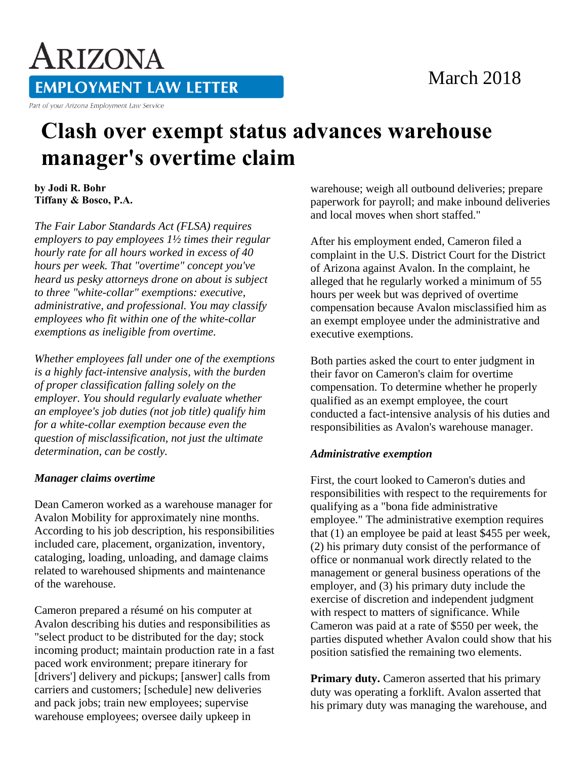# Arizona Employment Law Letter

Part of your Arizona Employment Law Service

March 2018

# Clash over exempt status advances warehouse manager's overtime claim

**by Jodi R. Bohr**
**Tiffany & Bosco, P.A.**

*The Fair Labor Standards Act (FLSA) requires employers to pay employees 1½ times their regular hourly rate for all hours worked in excess of 40 hours per week. That "overtime" concept you've heard us pesky attorneys drone on about is subject to three "white-collar" exemptions: executive, administrative, and professional. You may classify employees who fit within one of the white-collar exemptions as ineligible from overtime.*

*Whether employees fall under one of the exemptions is a highly fact-intensive analysis, with the burden of proper classification falling solely on the employer. You should regularly evaluate whether an employee's job duties (not job title) qualify him for a white-collar exemption because even the question of misclassification, not just the ultimate determination, can be costly.*

### *Manager claims overtime*

Dean Cameron worked as a warehouse manager for Avalon Mobility for approximately nine months. According to his job description, his responsibilities included care, placement, organization, inventory, cataloging, loading, unloading, and damage claims related to warehoused shipments and maintenance of the warehouse.

Cameron prepared a résumé on his computer at Avalon describing his duties and responsibilities as "select product to be distributed for the day; stock incoming product; maintain production rate in a fast paced work environment; prepare itinerary for [drivers'] delivery and pickups; [answer] calls from carriers and customers; [schedule] new deliveries and pack jobs; train new employees; supervise warehouse employees; oversee daily upkeep in warehouse; weigh all outbound deliveries; prepare paperwork for payroll; and make inbound deliveries and local moves when short staffed."

After his employment ended, Cameron filed a complaint in the U.S. District Court for the District of Arizona against Avalon. In the complaint, he alleged that he regularly worked a minimum of 55 hours per week but was deprived of overtime compensation because Avalon misclassified him as an exempt employee under the administrative and executive exemptions.

Both parties asked the court to enter judgment in their favor on Cameron's claim for overtime compensation. To determine whether he properly qualified as an exempt employee, the court conducted a fact-intensive analysis of his duties and responsibilities as Avalon's warehouse manager.

### *Administrative exemption*

First, the court looked to Cameron's duties and responsibilities with respect to the requirements for qualifying as a "bona fide administrative employee." The administrative exemption requires that (1) an employee be paid at least $455 per week, (2) his primary duty consist of the performance of office or nonmanual work directly related to the management or general business operations of the employer, and (3) his primary duty include the exercise of discretion and independent judgment with respect to matters of significance. While Cameron was paid at a rate of $550 per week, the parties disputed whether Avalon could show that his position satisfied the remaining two elements.

**Primary duty.** Cameron asserted that his primary duty was operating a forklift. Avalon asserted that his primary duty was managing the warehouse, and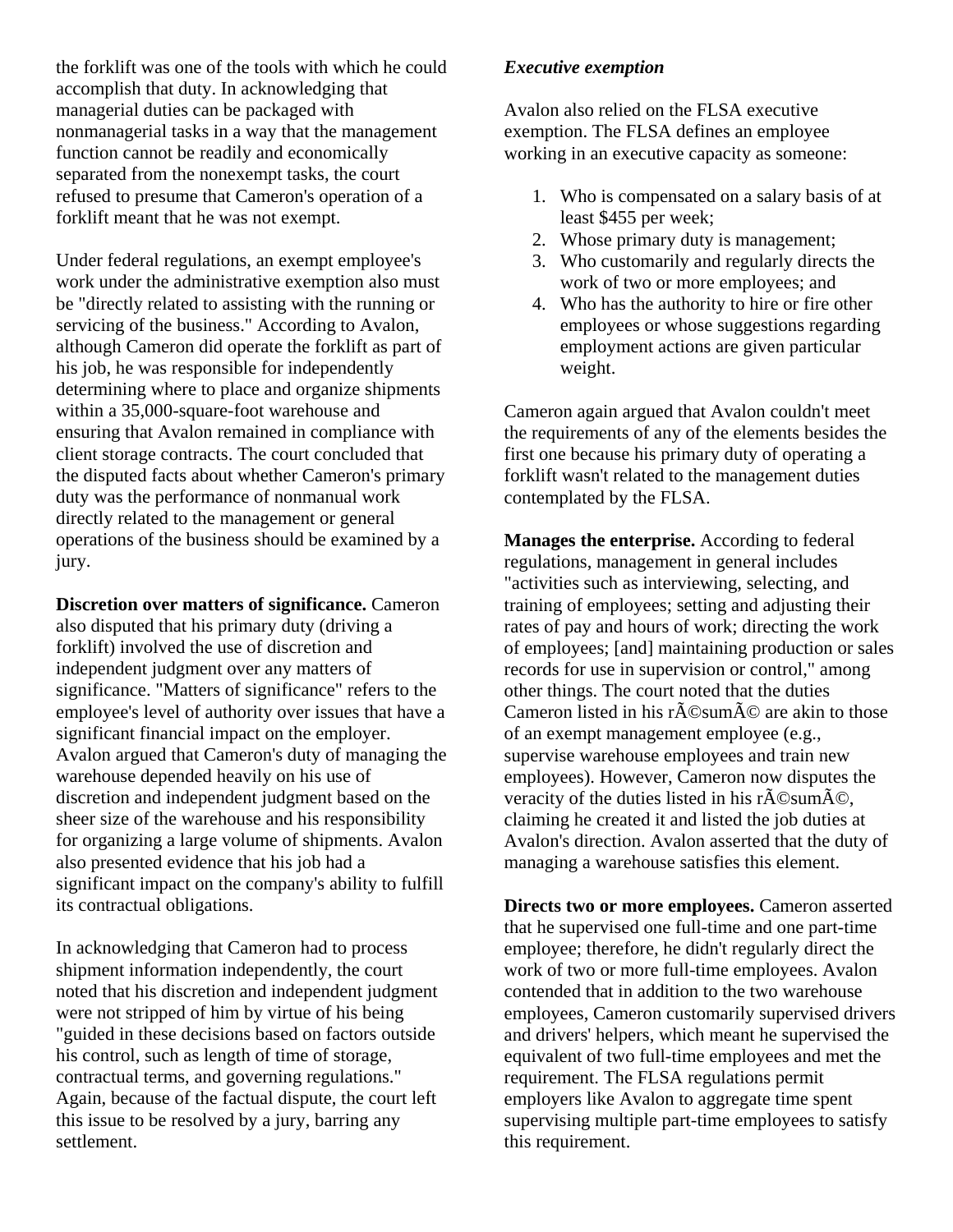the forklift was one of the tools with which he could accomplish that duty. In acknowledging that managerial duties can be packaged with nonmanagerial tasks in a way that the management function cannot be readily and economically separated from the nonexempt tasks, the court refused to presume that Cameron's operation of a forklift meant that he was not exempt.

Under federal regulations, an exempt employee's work under the administrative exemption also must be "directly related to assisting with the running or servicing of the business." According to Avalon, although Cameron did operate the forklift as part of his job, he was responsible for independently determining where to place and organize shipments within a 35,000-square-foot warehouse and ensuring that Avalon remained in compliance with client storage contracts. The court concluded that the disputed facts about whether Cameron's primary duty was the performance of nonmanual work directly related to the management or general operations of the business should be examined by a jury.

**Discretion over matters of significance.** Cameron also disputed that his primary duty (driving a forklift) involved the use of discretion and independent judgment over any matters of significance. "Matters of significance" refers to the employee's level of authority over issues that have a significant financial impact on the employer. Avalon argued that Cameron's duty of managing the warehouse depended heavily on his use of discretion and independent judgment based on the sheer size of the warehouse and his responsibility for organizing a large volume of shipments. Avalon also presented evidence that his job had a significant impact on the company's ability to fulfill its contractual obligations.

In acknowledging that Cameron had to process shipment information independently, the court noted that his discretion and independent judgment were not stripped of him by virtue of his being "guided in these decisions based on factors outside his control, such as length of time of storage, contractual terms, and governing regulations." Again, because of the factual dispute, the court left this issue to be resolved by a jury, barring any settlement.

***Executive exemption***

Avalon also relied on the FLSA executive exemption. The FLSA defines an employee working in an executive capacity as someone:

1. Who is compensated on a salary basis of at least $455 per week;
2. Whose primary duty is management;
3. Who customarily and regularly directs the work of two or more employees; and
4. Who has the authority to hire or fire other employees or whose suggestions regarding employment actions are given particular weight.

Cameron again argued that Avalon couldn't meet the requirements of any of the elements besides the first one because his primary duty of operating a forklift wasn't related to the management duties contemplated by the FLSA.

**Manages the enterprise.** According to federal regulations, management in general includes "activities such as interviewing, selecting, and training of employees; setting and adjusting their rates of pay and hours of work; directing the work of employees; [and] maintaining production or sales records for use in supervision or control," among other things. The court noted that the duties Cameron listed in his rÃ©sumÃ© are akin to those of an exempt management employee (e.g., supervise warehouse employees and train new employees). However, Cameron now disputes the veracity of the duties listed in his rÃ©sumÃ©, claiming he created it and listed the job duties at Avalon's direction. Avalon asserted that the duty of managing a warehouse satisfies this element.

**Directs two or more employees.** Cameron asserted that he supervised one full-time and one part-time employee; therefore, he didn't regularly direct the work of two or more full-time employees. Avalon contended that in addition to the two warehouse employees, Cameron customarily supervised drivers and drivers' helpers, which meant he supervised the equivalent of two full-time employees and met the requirement. The FLSA regulations permit employers like Avalon to aggregate time spent supervising multiple part-time employees to satisfy this requirement.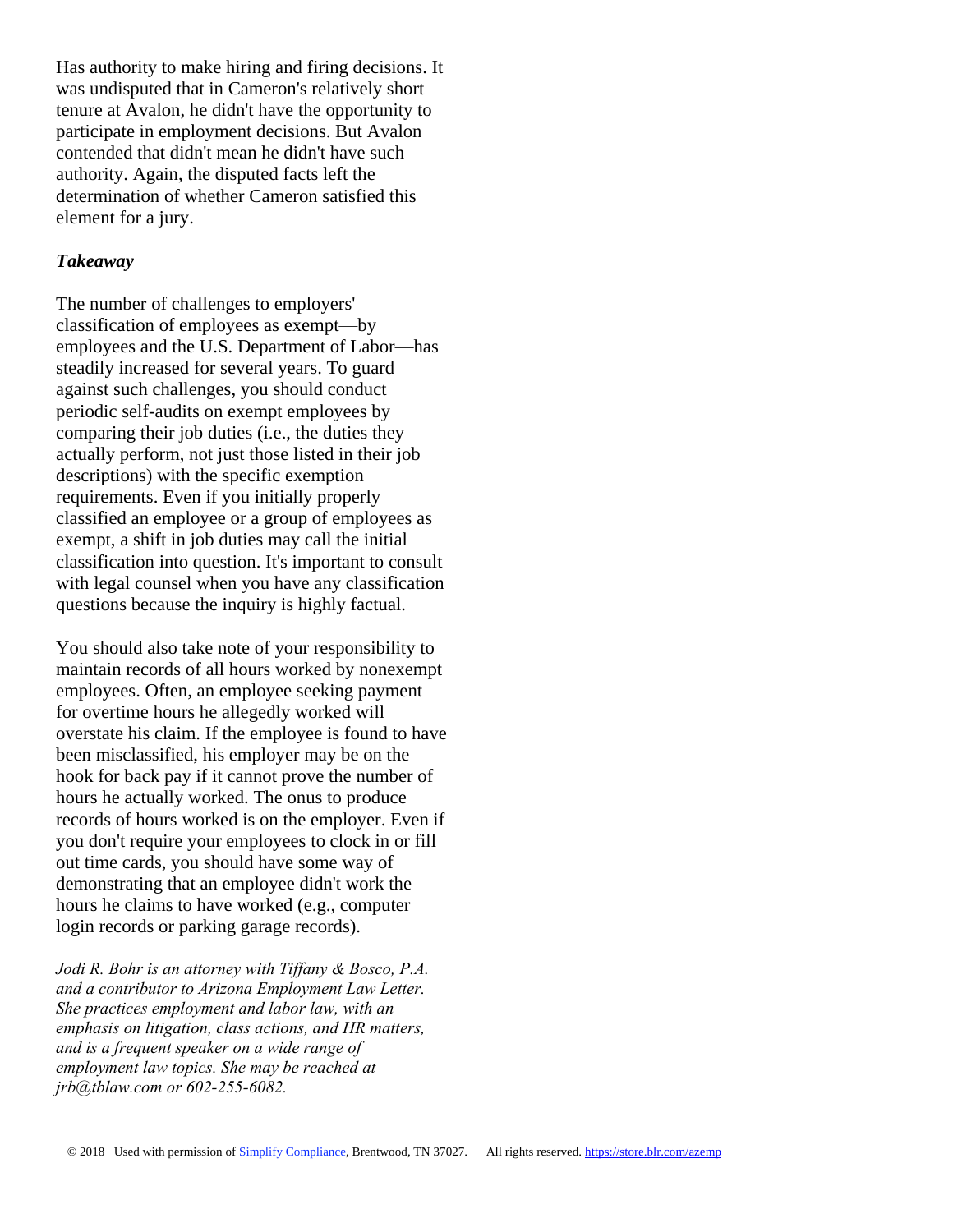Has authority to make hiring and firing decisions. It was undisputed that in Cameron's relatively short tenure at Avalon, he didn't have the opportunity to participate in employment decisions. But Avalon contended that didn't mean he didn't have such authority. Again, the disputed facts left the determination of whether Cameron satisfied this element for a jury.

### *Takeaway*

The number of challenges to employers' classification of employees as exempt—by employees and the U.S. Department of Labor—has steadily increased for several years. To guard against such challenges, you should conduct periodic self-audits on exempt employees by comparing their job duties (i.e., the duties they actually perform, not just those listed in their job descriptions) with the specific exemption requirements. Even if you initially properly classified an employee or a group of employees as exempt, a shift in job duties may call the initial classification into question. It's important to consult with legal counsel when you have any classification questions because the inquiry is highly factual.

You should also take note of your responsibility to maintain records of all hours worked by nonexempt employees. Often, an employee seeking payment for overtime hours he allegedly worked will overstate his claim. If the employee is found to have been misclassified, his employer may be on the hook for back pay if it cannot prove the number of hours he actually worked. The onus to produce records of hours worked is on the employer. Even if you don't require your employees to clock in or fill out time cards, you should have some way of demonstrating that an employee didn't work the hours he claims to have worked (e.g., computer login records or parking garage records).

*Jodi R. Bohr is an attorney with Tiffany & Bosco, P.A. and a contributor to Arizona Employment Law Letter. She practices employment and labor law, with an emphasis on litigation, class actions, and HR matters, and is a frequent speaker on a wide range of employment law topics. She may be reached at jrb@tblaw.com or 602-255-6082.*

© 2018 Used with permission of Simplify Compliance, Brentwood, TN 37027. All rights reserved. https://store.blr.com/azemp